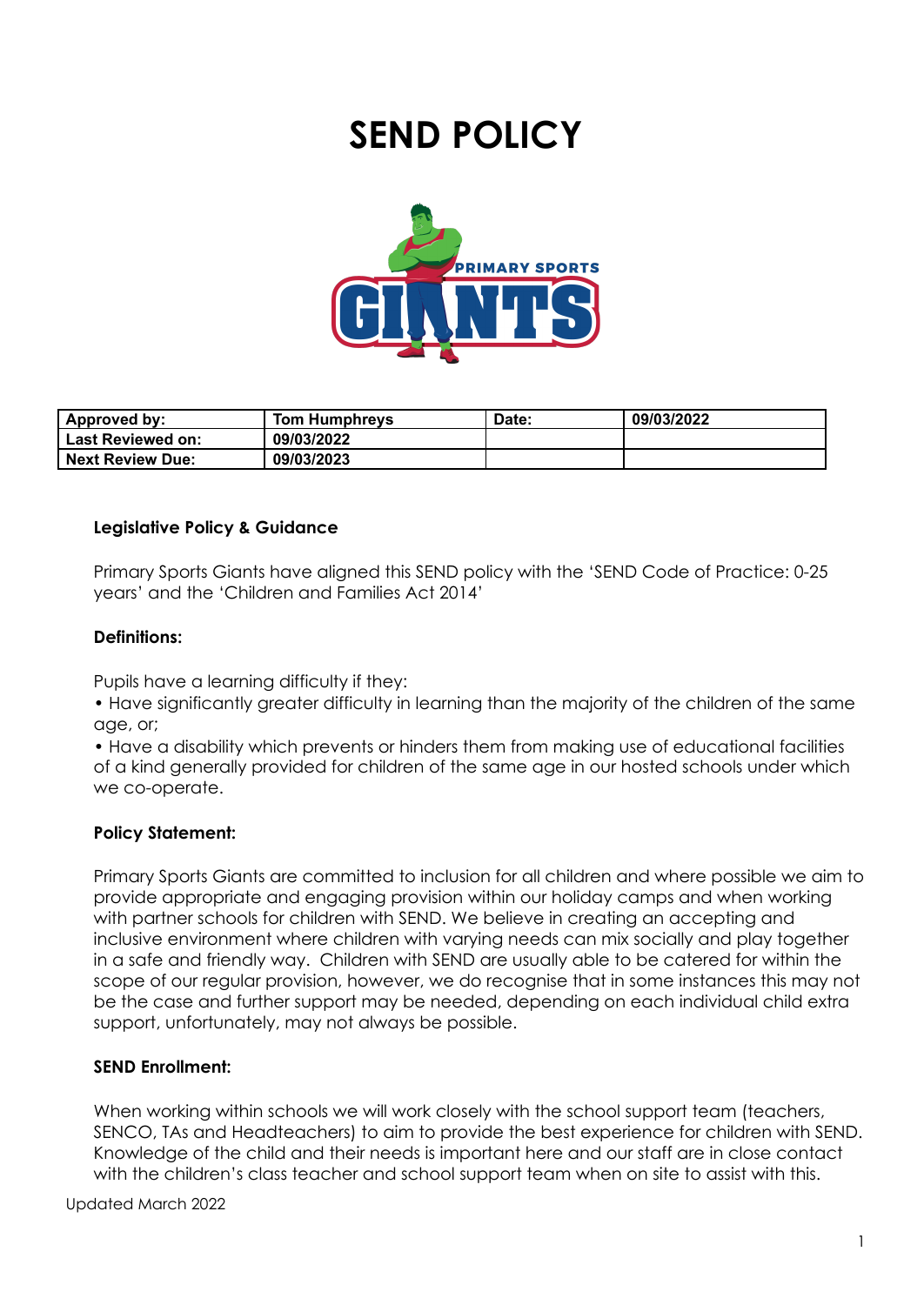# SEND POLICY

| Approved by: | Tom Humphreys | Date: | 09/03/2022 |
|---|---|---|---|
| Last Reviewed on: | 09/03/2022 | | |
| Next Review Due: | 09/03/2023 | | |

**Legislative Policy & Guidance**

Primary Sports Giants have aligned this SEND policy with the 'SEND Code of Practice: 0-25 years' and the 'Children and Families Act 2014'

**Definitions:**

Pupils have a learning difficulty if they:

• Have significantly greater difficulty in learning than the majority of the children of the same age, or;

• Have a disability which prevents or hinders them from making use of educational facilities of a kind generally provided for children of the same age in our hosted schools under which we co-operate.

**Policy Statement:**

Primary Sports Giants are committed to inclusion for all children and where possible we aim to provide appropriate and engaging provision within our holiday camps and when working with partner schools for children with SEND. We believe in creating an accepting and inclusive environment where children with varying needs can mix socially and play together in a safe and friendly way. Children with SEND are usually able to be catered for within the scope of our regular provision, however, we do recognise that in some instances this may not be the case and further support may be needed, depending on each individual child extra support, unfortunately, may not always be possible.

**SEND Enrollment:**

When working within schools we will work closely with the school support team (teachers, SENCO, TAs and Headteachers) to aim to provide the best experience for children with SEND. Knowledge of the child and their needs is important here and our staff are in close contact with the children's class teacher and school support team when on site to assist with this.

Updated March 2022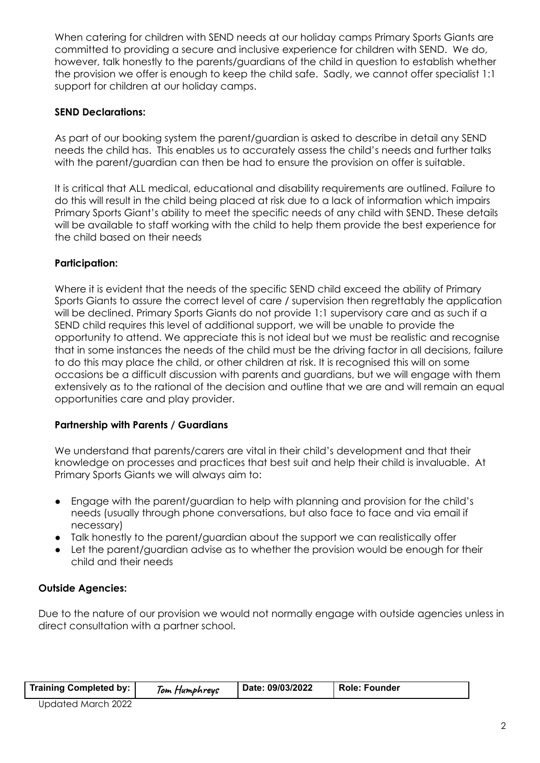When catering for children with SEND needs at our holiday camps Primary Sports Giants are committed to providing a secure and inclusive experience for children with SEND. We do, however, talk honestly to the parents/guardians of the child in question to establish whether the provision we offer is enough to keep the child safe. Sadly, we cannot offer specialist 1:1 support for children at our holiday camps.

**SEND Declarations:**

As part of our booking system the parent/guardian is asked to describe in detail any SEND needs the child has. This enables us to accurately assess the child's needs and further talks with the parent/guardian can then be had to ensure the provision on offer is suitable.

It is critical that ALL medical, educational and disability requirements are outlined. Failure to do this will result in the child being placed at risk due to a lack of information which impairs Primary Sports Giant's ability to meet the specific needs of any child with SEND. These details will be available to staff working with the child to help them provide the best experience for the child based on their needs

**Participation:**

Where it is evident that the needs of the specific SEND child exceed the ability of Primary Sports Giants to assure the correct level of care / supervision then regrettably the application will be declined. Primary Sports Giants do not provide 1:1 supervisory care and as such if a SEND child requires this level of additional support, we will be unable to provide the opportunity to attend. We appreciate this is not ideal but we must be realistic and recognise that in some instances the needs of the child must be the driving factor in all decisions, failure to do this may place the child, or other children at risk. It is recognised this will on some occasions be a difficult discussion with parents and guardians, but we will engage with them extensively as to the rational of the decision and outline that we are and will remain an equal opportunities care and play provider.

**Partnership with Parents / Guardians**

We understand that parents/carers are vital in their child's development and that their knowledge on processes and practices that best suit and help their child is invaluable. At Primary Sports Giants we will always aim to:

- Engage with the parent/guardian to help with planning and provision for the child's needs (usually through phone conversations, but also face to face and via email if necessary)
- Talk honestly to the parent/guardian about the support we can realistically offer
- Let the parent/guardian advise as to whether the provision would be enough for their child and their needs

**Outside Agencies:**

Due to the nature of our provision we would not normally engage with outside agencies unless in direct consultation with a partner school.

| Training Completed by: | Tom Humphreys | Date: 09/03/2022 | Role: Founder |
|---|---|---|---|

Updated March 2022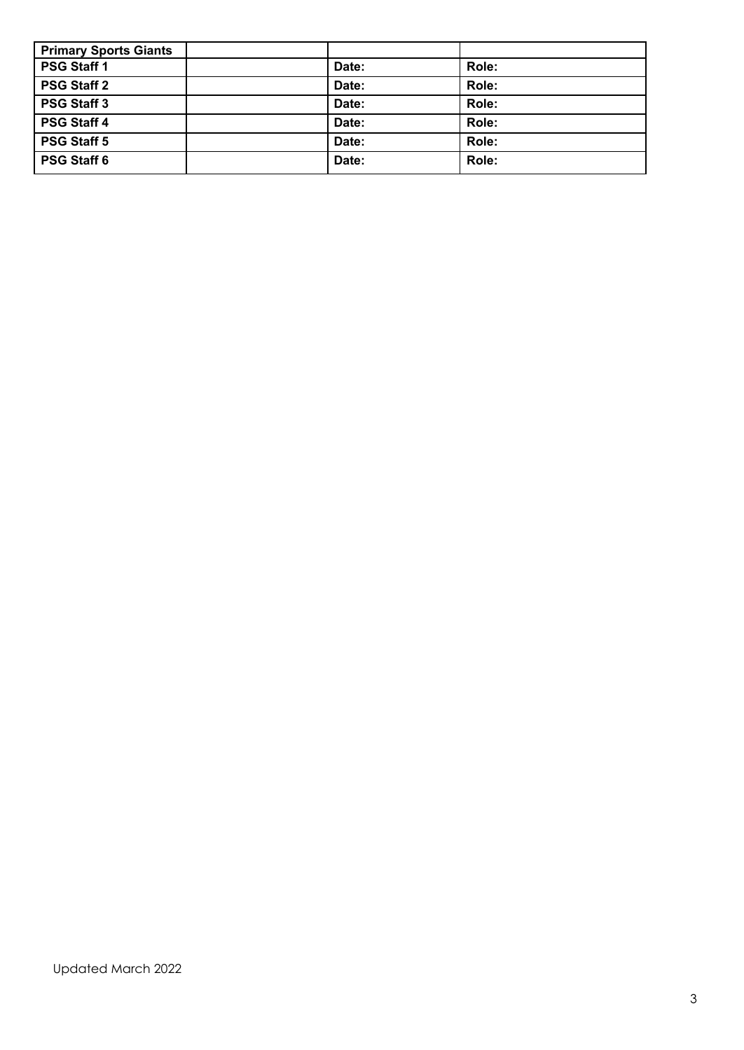| Primary Sports Giants | | | |
|---|---|---|---|
| PSG Staff 1 | | Date: | Role: |
| PSG Staff 2 | | Date: | Role: |
| PSG Staff 3 | | Date: | Role: |
| PSG Staff 4 | | Date: | Role: |
| PSG Staff 5 | | Date: | Role: |
| PSG Staff 6 | | Date: | Role: |

Updated March 2022